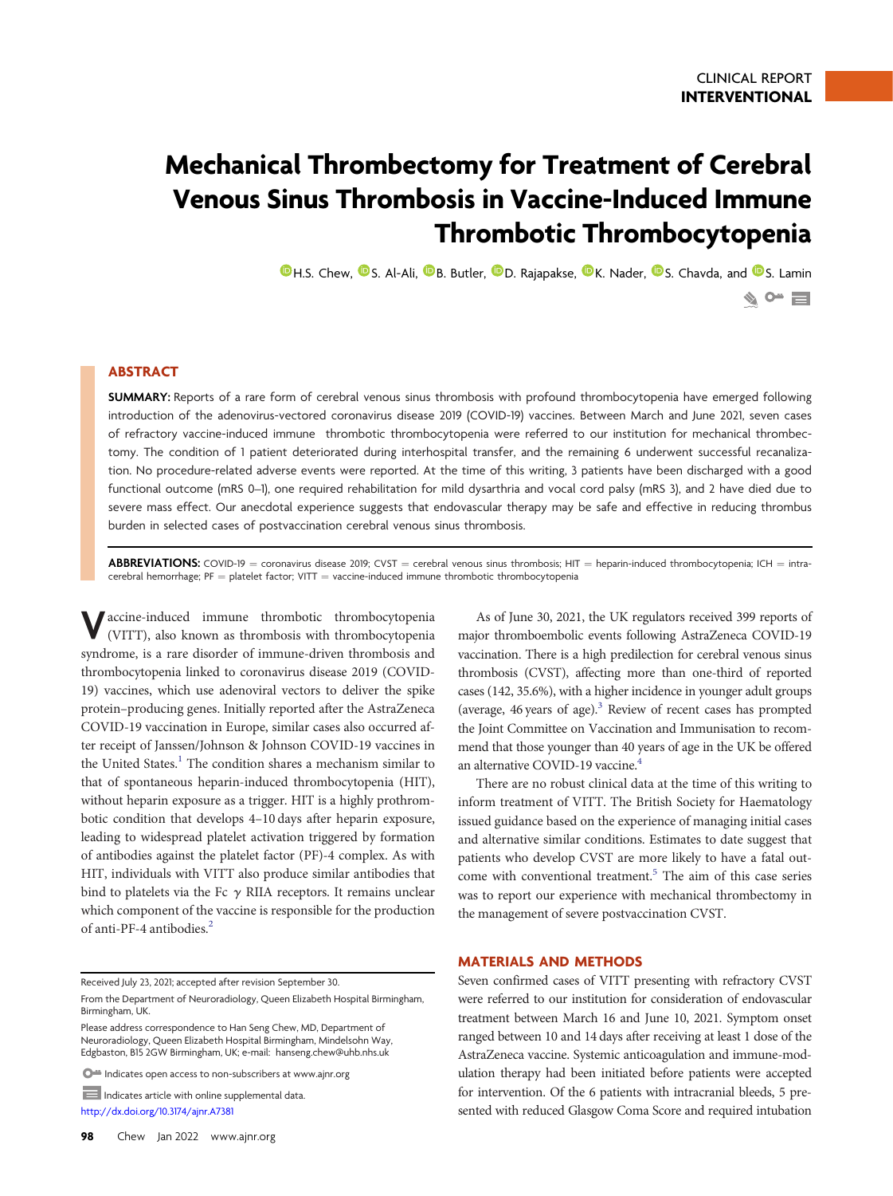CLINICAL REPORT
**INTERVENTIONAL**

# Mechanical Thrombectomy for Treatment of Cerebral Venous Sinus Thrombosis in Vaccine-Induced Immune Thrombotic Thrombocytopenia

H.S. Chew, S. Al-Ali, B. Butler, D. Rajapakse, K. Nader, S. Chavda, and S. Lamin

## ABSTRACT

**SUMMARY:** Reports of a rare form of cerebral venous sinus thrombosis with profound thrombocytopenia have emerged following introduction of the adenovirus-vectored coronavirus disease 2019 (COVID-19) vaccines. Between March and June 2021, seven cases of refractory vaccine-induced immune thrombotic thrombocytopenia were referred to our institution for mechanical thrombectomy. The condition of 1 patient deteriorated during interhospital transfer, and the remaining 6 underwent successful recanalization. No procedure-related adverse events were reported. At the time of this writing, 3 patients have been discharged with a good functional outcome (mRS 0–1), one required rehabilitation for mild dysarthria and vocal cord palsy (mRS 3), and 2 have died due to severe mass effect. Our anecdotal experience suggests that endovascular therapy may be safe and effective in reducing thrombus burden in selected cases of postvaccination cerebral venous sinus thrombosis.

**ABBREVIATIONS:** COVID-19 = coronavirus disease 2019; CVST = cerebral venous sinus thrombosis; HIT = heparin-induced thrombocytopenia; ICH = intracerebral hemorrhage; PF = platelet factor; VITT = vaccine-induced immune thrombotic thrombocytopenia

Vaccine-induced immune thrombotic thrombocytopenia (VITT), also known as thrombosis with thrombocytopenia syndrome, is a rare disorder of immune-driven thrombosis and thrombocytopenia linked to coronavirus disease 2019 (COVID-19) vaccines, which use adenoviral vectors to deliver the spike protein–producing genes. Initially reported after the AstraZeneca COVID-19 vaccination in Europe, similar cases also occurred after receipt of Janssen/Johnson & Johnson COVID-19 vaccines in the United States.[1] The condition shares a mechanism similar to that of spontaneous heparin-induced thrombocytopenia (HIT), without heparin exposure as a trigger. HIT is a highly prothrombotic condition that develops 4–10 days after heparin exposure, leading to widespread platelet activation triggered by formation of antibodies against the platelet factor (PF)-4 complex. As with HIT, individuals with VITT also produce similar antibodies that bind to platelets via the Fc $\gamma$ RIIA receptors. It remains unclear which component of the vaccine is responsible for the production of anti-PF-4 antibodies.[2]

As of June 30, 2021, the UK regulators received 399 reports of major thromboembolic events following AstraZeneca COVID-19 vaccination. There is a high predilection for cerebral venous sinus thrombosis (CVST), affecting more than one-third of reported cases (142, 35.6%), with a higher incidence in younger adult groups (average, 46 years of age).[3] Review of recent cases has prompted the Joint Committee on Vaccination and Immunisation to recommend that those younger than 40 years of age in the UK be offered an alternative COVID-19 vaccine.[4]

There are no robust clinical data at the time of this writing to inform treatment of VITT. The British Society for Haematology issued guidance based on the experience of managing initial cases and alternative similar conditions. Estimates to date suggest that patients who develop CVST are more likely to have a fatal outcome with conventional treatment.[5] The aim of this case series was to report our experience with mechanical thrombectomy in the management of severe postvaccination CVST.

## MATERIALS AND METHODS

Seven confirmed cases of VITT presenting with refractory CVST were referred to our institution for consideration of endovascular treatment between March 16 and June 10, 2021. Symptom onset ranged between 10 and 14 days after receiving at least 1 dose of the AstraZeneca vaccine. Systemic anticoagulation and immune-modulation therapy had been initiated before patients were accepted for intervention. Of the 6 patients with intracranial bleeds, 5 presented with reduced Glasgow Coma Score and required intubation

Received July 23, 2021; accepted after revision September 30.

From the Department of Neuroradiology, Queen Elizabeth Hospital Birmingham, Birmingham, UK.

Please address correspondence to Han Seng Chew, MD, Department of Neuroradiology, Queen Elizabeth Hospital Birmingham, Mindelsohn Way, Edgbaston, B15 2GW Birmingham, UK; e-mail: hanseng.chew@uhb.nhs.uk

Indicates open access to non-subscribers at www.ajnr.org

Indicates article with online supplemental data.

http://dx.doi.org/10.3174/ajnr.A7381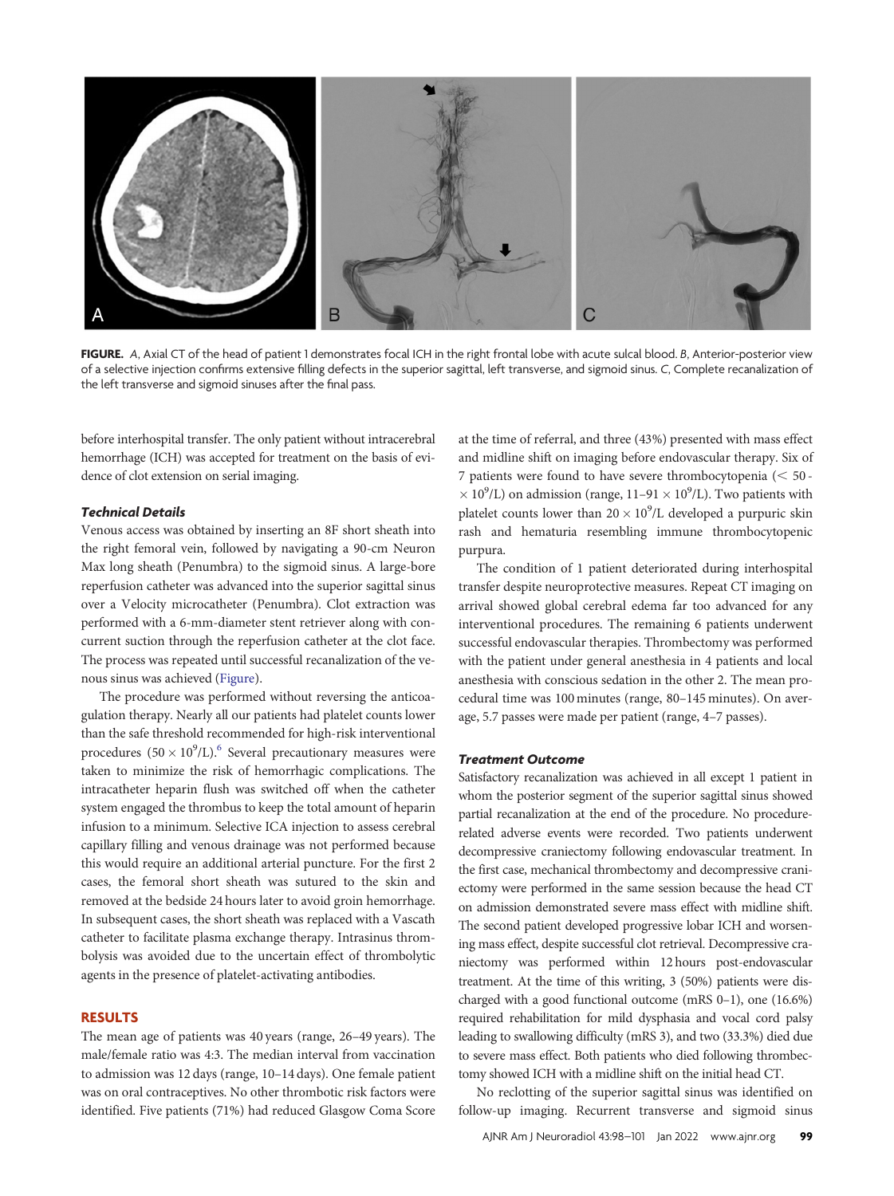**FIGURE.** *A*, Axial CT of the head of patient 1 demonstrates focal ICH in the right frontal lobe with acute sulcal blood. *B*, Anterior-posterior view of a selective injection confirms extensive filling defects in the superior sagittal, left transverse, and sigmoid sinus. *C*, Complete recanalization of the left transverse and sigmoid sinuses after the final pass.

before interhospital transfer. The only patient without intracerebral hemorrhage (ICH) was accepted for treatment on the basis of evidence of clot extension on serial imaging.

### *Technical Details*

Venous access was obtained by inserting an 8F short sheath into the right femoral vein, followed by navigating a 90-cm Neuron Max long sheath (Penumbra) to the sigmoid sinus. A large-bore reperfusion catheter was advanced into the superior sagittal sinus over a Velocity microcatheter (Penumbra). Clot extraction was performed with a 6-mm-diameter stent retriever along with concurrent suction through the reperfusion catheter at the clot face. The process was repeated until successful recanalization of the venous sinus was achieved (Figure).

The procedure was performed without reversing the anticoagulation therapy. Nearly all our patients had platelet counts lower than the safe threshold recommended for high-risk interventional procedures ($50 \times 10^9$/L).[6] Several precautionary measures were taken to minimize the risk of hemorrhagic complications. The intracatheter heparin flush was switched off when the catheter system engaged the thrombus to keep the total amount of heparin infusion to a minimum. Selective ICA injection to assess cerebral capillary filling and venous drainage was not performed because this would require an additional arterial puncture. For the first 2 cases, the femoral short sheath was sutured to the skin and removed at the bedside 24 hours later to avoid groin hemorrhage. In subsequent cases, the short sheath was replaced with a Vascath catheter to facilitate plasma exchange therapy. Intrasinus thrombolysis was avoided due to the uncertain effect of thrombolytic agents in the presence of platelet-activating antibodies.

## RESULTS

The mean age of patients was 40 years (range, 26–49 years). The male/female ratio was 4:3. The median interval from vaccination to admission was 12 days (range, 10–14 days). One female patient was on oral contraceptives. No other thrombotic risk factors were identified. Five patients (71%) had reduced Glasgow Coma Score at the time of referral, and three (43%) presented with mass effect and midline shift on imaging before endovascular therapy. Six of 7 patients were found to have severe thrombocytopenia ($< 50 \times 10^9$/L) on admission (range, $11–91 \times 10^9$/L). Two patients with platelet counts lower than $20 \times 10^9$/L developed a purpuric skin rash and hematuria resembling immune thrombocytopenic purpura.

The condition of 1 patient deteriorated during interhospital transfer despite neuroprotective measures. Repeat CT imaging on arrival showed global cerebral edema far too advanced for any interventional procedures. The remaining 6 patients underwent successful endovascular therapies. Thrombectomy was performed with the patient under general anesthesia in 4 patients and local anesthesia with conscious sedation in the other 2. The mean procedural time was 100 minutes (range, 80–145 minutes). On average, 5.7 passes were made per patient (range, 4–7 passes).

### *Treatment Outcome*

Satisfactory recanalization was achieved in all except 1 patient in whom the posterior segment of the superior sagittal sinus showed partial recanalization at the end of the procedure. No procedure-related adverse events were recorded. Two patients underwent decompressive craniectomy following endovascular treatment. In the first case, mechanical thrombectomy and decompressive craniectomy were performed in the same session because the head CT on admission demonstrated severe mass effect with midline shift. The second patient developed progressive lobar ICH and worsening mass effect, despite successful clot retrieval. Decompressive craniectomy was performed within 12 hours post-endovascular treatment. At the time of this writing, 3 (50%) patients were discharged with a good functional outcome (mRS 0–1), one (16.6%) required rehabilitation for mild dysphasia and vocal cord palsy leading to swallowing difficulty (mRS 3), and two (33.3%) died due to severe mass effect. Both patients who died following thrombectomy showed ICH with a midline shift on the initial head CT.

No reclotting of the superior sagittal sinus was identified on follow-up imaging. Recurrent transverse and sigmoid sinus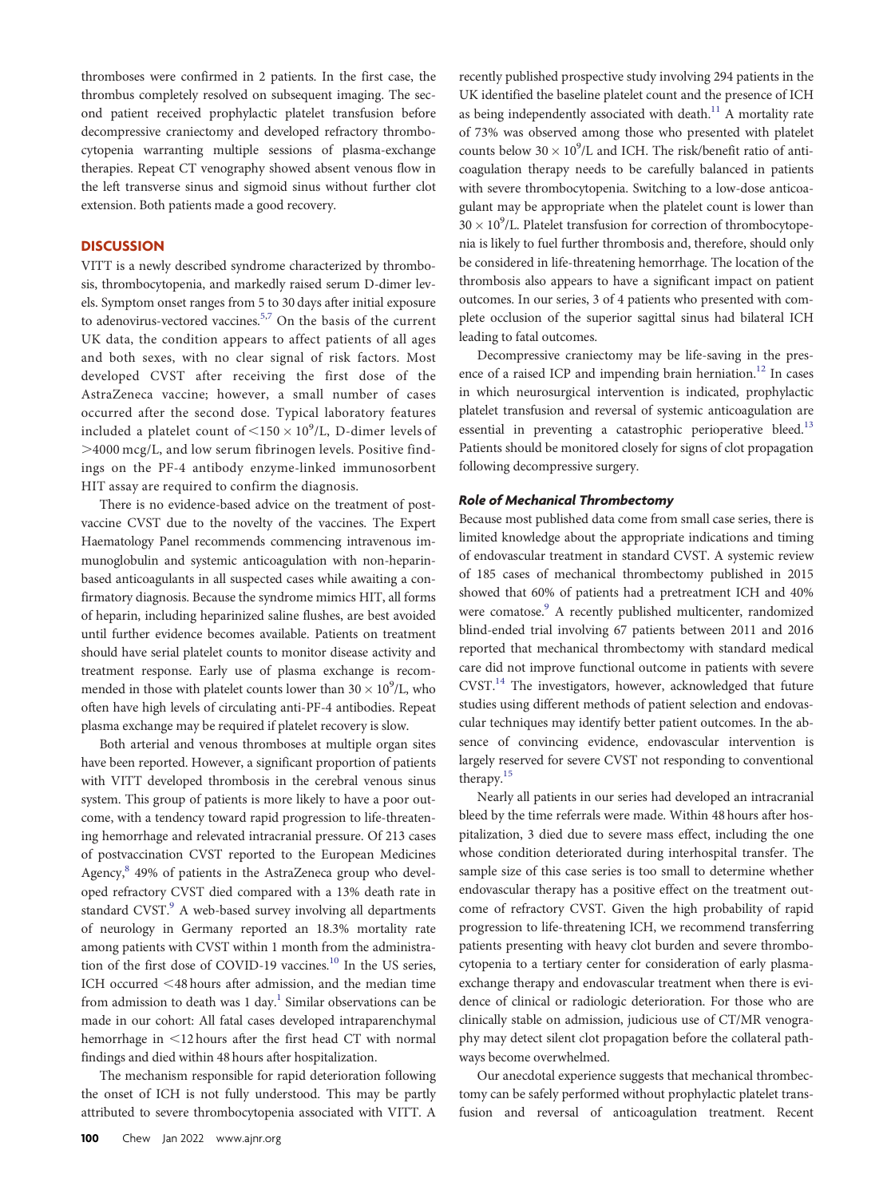thromboses were confirmed in 2 patients. In the first case, the thrombus completely resolved on subsequent imaging. The second patient received prophylactic platelet transfusion before decompressive craniectomy and developed refractory thrombocytopenia warranting multiple sessions of plasma-exchange therapies. Repeat CT venography showed absent venous flow in the left transverse sinus and sigmoid sinus without further clot extension. Both patients made a good recovery.

## DISCUSSION

VITT is a newly described syndrome characterized by thrombosis, thrombocytopenia, and markedly raised serum D-dimer levels. Symptom onset ranges from 5 to 30 days after initial exposure to adenovirus-vectored vaccines.[5,7] On the basis of the current UK data, the condition appears to affect patients of all ages and both sexes, with no clear signal of risk factors. Most developed CVST after receiving the first dose of the AstraZeneca vaccine; however, a small number of cases occurred after the second dose. Typical laboratory features included a platelet count of $<150 \times 10^9$/L, D-dimer levels of $>4000$ mcg/L, and low serum fibrinogen levels. Positive findings on the PF-4 antibody enzyme-linked immunosorbent HIT assay are required to confirm the diagnosis.

There is no evidence-based advice on the treatment of post-vaccine CVST due to the novelty of the vaccines. The Expert Haematology Panel recommends commencing intravenous immunoglobulin and systemic anticoagulation with non-heparin-based anticoagulants in all suspected cases while awaiting a confirmatory diagnosis. Because the syndrome mimics HIT, all forms of heparin, including heparinized saline flushes, are best avoided until further evidence becomes available. Patients on treatment should have serial platelet counts to monitor disease activity and treatment response. Early use of plasma exchange is recommended in those with platelet counts lower than $30 \times 10^9$/L, who often have high levels of circulating anti-PF-4 antibodies. Repeat plasma exchange may be required if platelet recovery is slow.

Both arterial and venous thromboses at multiple organ sites have been reported. However, a significant proportion of patients with VITT developed thrombosis in the cerebral venous sinus system. This group of patients is more likely to have a poor outcome, with a tendency toward rapid progression to life-threatening hemorrhage and relevated intracranial pressure. Of 213 cases of postvaccination CVST reported to the European Medicines Agency,[8] 49% of patients in the AstraZeneca group who developed refractory CVST died compared with a 13% death rate in standard CVST.[9] A web-based survey involving all departments of neurology in Germany reported an 18.3% mortality rate among patients with CVST within 1 month from the administration of the first dose of COVID-19 vaccines.[10] In the US series, ICH occurred <48 hours after admission, and the median time from admission to death was 1 day.[1] Similar observations can be made in our cohort: All fatal cases developed intraparenchymal hemorrhage in <12 hours after the first head CT with normal findings and died within 48 hours after hospitalization.

The mechanism responsible for rapid deterioration following the onset of ICH is not fully understood. This may be partly attributed to severe thrombocytopenia associated with VITT. A recently published prospective study involving 294 patients in the UK identified the baseline platelet count and the presence of ICH as being independently associated with death.[11] A mortality rate of 73% was observed among those who presented with platelet counts below $30 \times 10^9$/L and ICH. The risk/benefit ratio of anticoagulation therapy needs to be carefully balanced in patients with severe thrombocytopenia. Switching to a low-dose anticoagulant may be appropriate when the platelet count is lower than $30 \times 10^9$/L. Platelet transfusion for correction of thrombocytopenia is likely to fuel further thrombosis and, therefore, should only be considered in life-threatening hemorrhage. The location of the thrombosis also appears to have a significant impact on patient outcomes. In our series, 3 of 4 patients who presented with complete occlusion of the superior sagittal sinus had bilateral ICH leading to fatal outcomes.

Decompressive craniectomy may be life-saving in the presence of a raised ICP and impending brain herniation.[12] In cases in which neurosurgical intervention is indicated, prophylactic platelet transfusion and reversal of systemic anticoagulation are essential in preventing a catastrophic perioperative bleed.[13] Patients should be monitored closely for signs of clot propagation following decompressive surgery.

### *Role of Mechanical Thrombectomy*

Because most published data come from small case series, there is limited knowledge about the appropriate indications and timing of endovascular treatment in standard CVST. A systemic review of 185 cases of mechanical thrombectomy published in 2015 showed that 60% of patients had a pretreatment ICH and 40% were comatose.[9] A recently published multicenter, randomized blind-ended trial involving 67 patients between 2011 and 2016 reported that mechanical thrombectomy with standard medical care did not improve functional outcome in patients with severe CVST.[14] The investigators, however, acknowledged that future studies using different methods of patient selection and endovascular techniques may identify better patient outcomes. In the absence of convincing evidence, endovascular intervention is largely reserved for severe CVST not responding to conventional therapy.[15]

Nearly all patients in our series had developed an intracranial bleed by the time referrals were made. Within 48 hours after hospitalization, 3 died due to severe mass effect, including the one whose condition deteriorated during interhospital transfer. The sample size of this case series is too small to determine whether endovascular therapy has a positive effect on the treatment outcome of refractory CVST. Given the high probability of rapid progression to life-threatening ICH, we recommend transferring patients presenting with heavy clot burden and severe thrombocytopenia to a tertiary center for consideration of early plasma-exchange therapy and endovascular treatment when there is evidence of clinical or radiologic deterioration. For those who are clinically stable on admission, judicious use of CT/MR venography may detect silent clot propagation before the collateral pathways become overwhelmed.

Our anecdotal experience suggests that mechanical thrombectomy can be safely performed without prophylactic platelet transfusion and reversal of anticoagulation treatment. Recent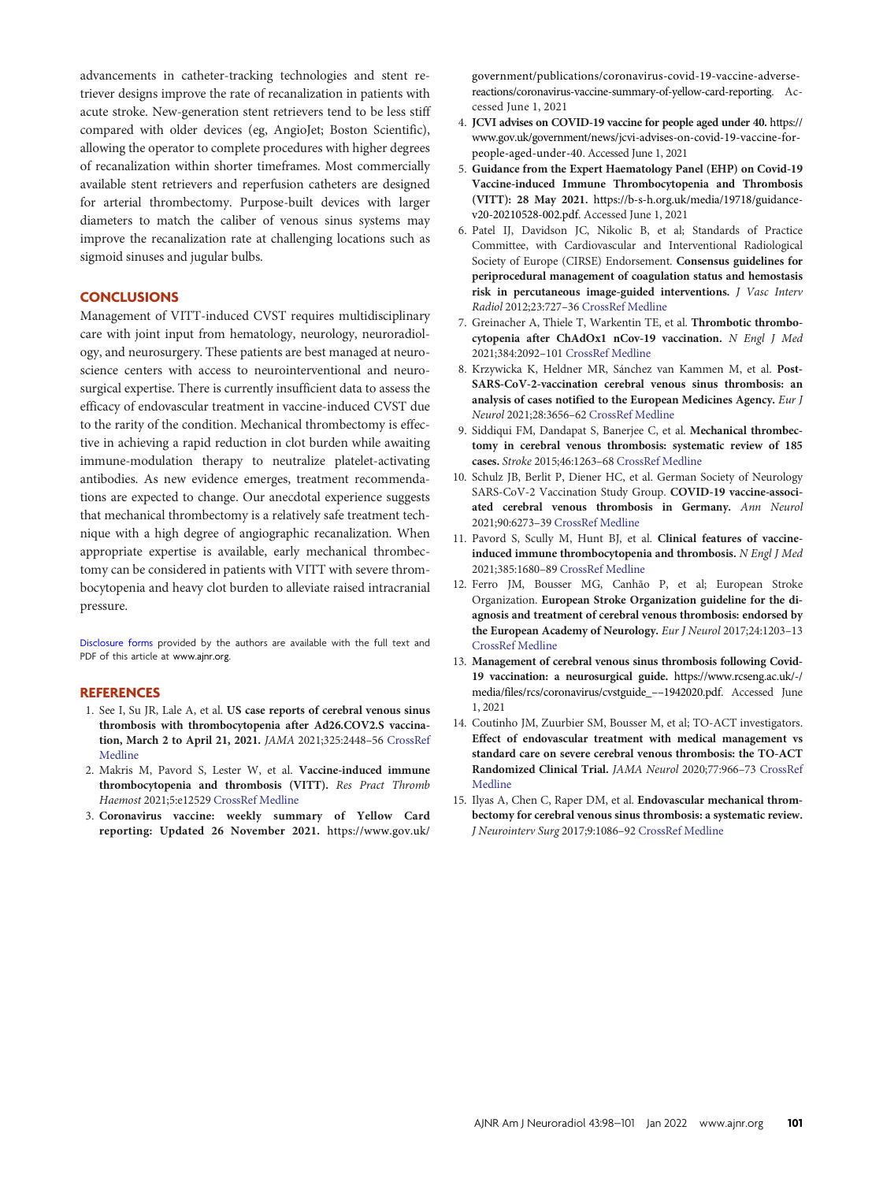advancements in catheter-tracking technologies and stent retriever designs improve the rate of recanalization in patients with acute stroke. New-generation stent retrievers tend to be less stiff compared with older devices (eg, AngioJet; Boston Scientific), allowing the operator to complete procedures with higher degrees of recanalization within shorter timeframes. Most commercially available stent retrievers and reperfusion catheters are designed for arterial thrombectomy. Purpose-built devices with larger diameters to match the caliber of venous sinus systems may improve the recanalization rate at challenging locations such as sigmoid sinuses and jugular bulbs.

## CONCLUSIONS

Management of VITT-induced CVST requires multidisciplinary care with joint input from hematology, neurology, neuroradiology, and neurosurgery. These patients are best managed at neuroscience centers with access to neurointerventional and neurosurgical expertise. There is currently insufficient data to assess the efficacy of endovascular treatment in vaccine-induced CVST due to the rarity of the condition. Mechanical thrombectomy is effective in achieving a rapid reduction in clot burden while awaiting immune-modulation therapy to neutralize platelet-activating antibodies. As new evidence emerges, treatment recommendations are expected to change. Our anecdotal experience suggests that mechanical thrombectomy is a relatively safe treatment technique with a high degree of angiographic recanalization. When appropriate expertise is available, early mechanical thrombectomy can be considered in patients with VITT with severe thrombocytopenia and heavy clot burden to alleviate raised intracranial pressure.

Disclosure forms provided by the authors are available with the full text and PDF of this article at www.ajnr.org.

## REFERENCES

1. See I, Su JR, Lale A, et al. **US case reports of cerebral venous sinus thrombosis with thrombocytopenia after Ad26.COV2.S vaccination, March 2 to April 21, 2021.** *JAMA* 2021;325:2448–56 CrossRef Medline
2. Makris M, Pavord S, Lester W, et al. **Vaccine-induced immune thrombocytopenia and thrombosis (VITT).** *Res Pract Thromb Haemost* 2021;5:e12529 CrossRef Medline
3. **Coronavirus vaccine: weekly summary of Yellow Card reporting: Updated 26 November 2021.** https://www.gov.uk/government/publications/coronavirus-covid-19-vaccine-adverse-reactions/coronavirus-vaccine-summary-of-yellow-card-reporting. Accessed June 1, 2021
4. **JCVI advises on COVID-19 vaccine for people aged under 40.** https://www.gov.uk/government/news/jcvi-advises-on-covid-19-vaccine-for-people-aged-under-40. Accessed June 1, 2021
5. **Guidance from the Expert Haematology Panel (EHP) on Covid-19 Vaccine-induced Immune Thrombocytopenia and Thrombosis (VITT): 28 May 2021.** https://b-s-h.org.uk/media/19718/guidance-v20-20210528-002.pdf. Accessed June 1, 2021
6. Patel IJ, Davidson JC, Nikolic B, et al; Standards of Practice Committee, with Cardiovascular and Interventional Radiological Society of Europe (CIRSE) Endorsement. **Consensus guidelines for periprocedural management of coagulation status and hemostasis risk in percutaneous image-guided interventions.** *J Vasc Interv Radiol* 2012;23:727–36 CrossRef Medline
7. Greinacher A, Thiele T, Warkentin TE, et al. **Thrombotic thrombocytopenia after ChAdOx1 nCov-19 vaccination.** *N Engl J Med* 2021;384:2092–101 CrossRef Medline
8. Krzywicka K, Heldner MR, Sánchez van Kammen M, et al. **Post-SARS-CoV-2-vaccination cerebral venous sinus thrombosis: an analysis of cases notified to the European Medicines Agency.** *Eur J Neurol* 2021;28:3656–62 CrossRef Medline
9. Siddiqui FM, Dandapat S, Banerjee C, et al. **Mechanical thrombectomy in cerebral venous thrombosis: systematic review of 185 cases.** *Stroke* 2015;46:1263–68 CrossRef Medline
10. Schulz JB, Berlit P, Diener HC, et al. German Society of Neurology SARS-CoV-2 Vaccination Study Group. **COVID-19 vaccine-associated cerebral venous thrombosis in Germany.** *Ann Neurol* 2021;90:6273–39 CrossRef Medline
11. Pavord S, Scully M, Hunt BJ, et al. **Clinical features of vaccine-induced immune thrombocytopenia and thrombosis.** *N Engl J Med* 2021;385:1680–89 CrossRef Medline
12. Ferro JM, Bousser MG, Canhão P, et al; European Stroke Organization. **European Stroke Organization guideline for the diagnosis and treatment of cerebral venous thrombosis: endorsed by the European Academy of Neurology.** *Eur J Neurol* 2017;24:1203–13 CrossRef Medline
13. **Management of cerebral venous sinus thrombosis following Covid-19 vaccination: a neurosurgical guide.** https://www.rcseng.ac.uk/-/media/files/rcs/coronavirus/cvstguide_--1942020.pdf. Accessed June 1, 2021
14. Coutinho JM, Zuurbier SM, Bousser M, et al; TO-ACT investigators. **Effect of endovascular treatment with medical management vs standard care on severe cerebral venous thrombosis: the TO-ACT Randomized Clinical Trial.** *JAMA Neurol* 2020;77:966–73 CrossRef Medline
15. Ilyas A, Chen C, Raper DM, et al. **Endovascular mechanical thrombectomy for cerebral venous sinus thrombosis: a systematic review.** *J Neurointerv Surg* 2017;9:1086–92 CrossRef Medline